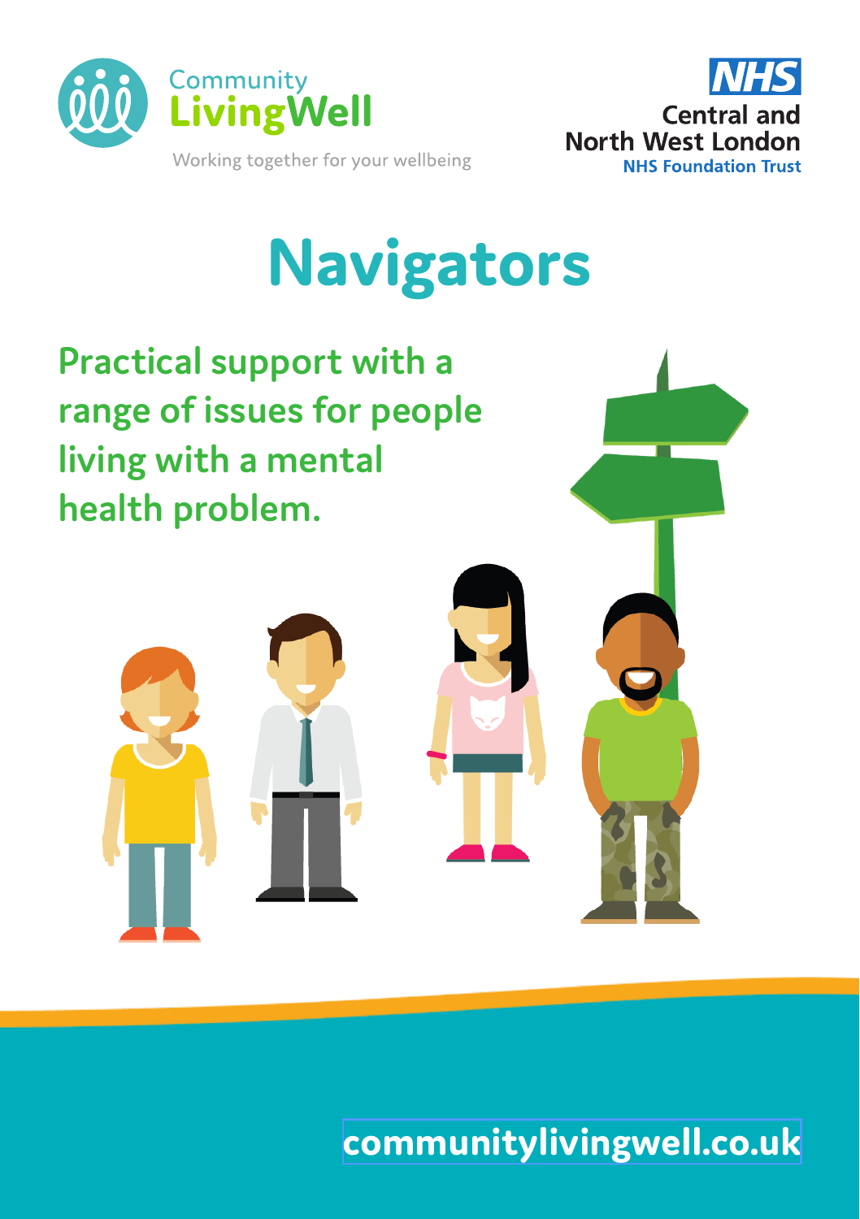Community LivingWell

Working together for your wellbeing

NHS Central and North West London NHS Foundation Trust

# Navigators

## Practical support with a range of issues for people living with a mental health problem.

communitylivingwell.co.uk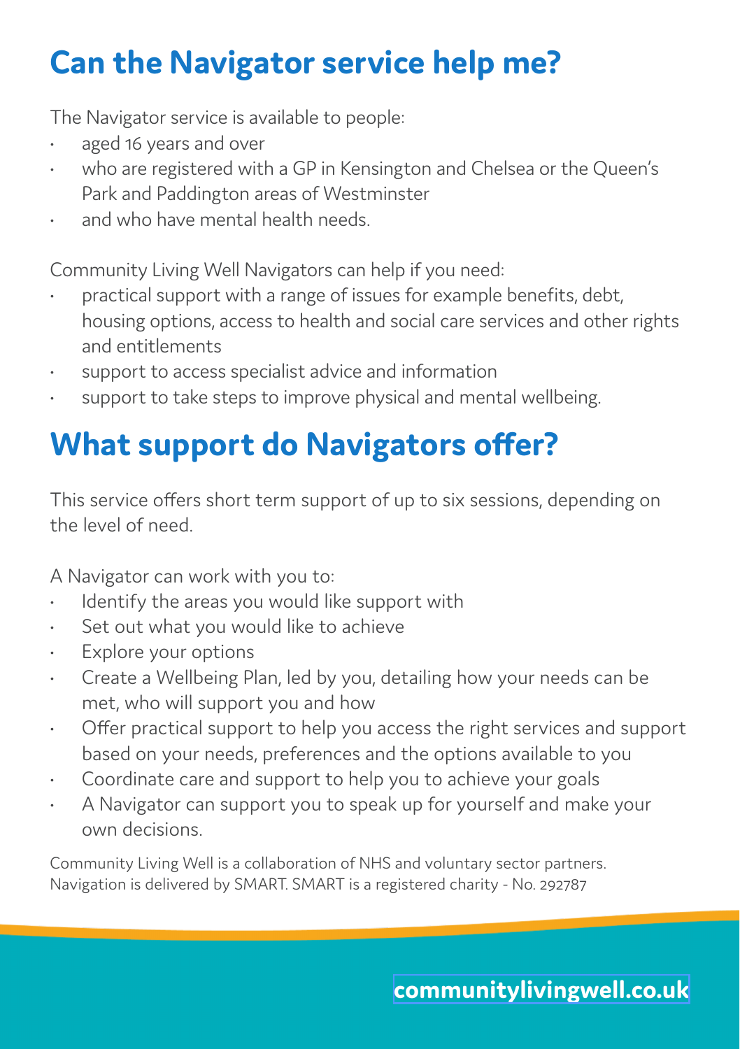## Can the Navigator service help me?

The Navigator service is available to people:

- aged 16 years and over
- who are registered with a GP in Kensington and Chelsea or the Queen's Park and Paddington areas of Westminster
- and who have mental health needs.

Community Living Well Navigators can help if you need:

- practical support with a range of issues for example benefits, debt, housing options, access to health and social care services and other rights and entitlements
- support to access specialist advice and information
- support to take steps to improve physical and mental wellbeing.

## What support do Navigators offer?

This service offers short term support of up to six sessions, depending on the level of need.

A Navigator can work with you to:

- Identify the areas you would like support with
- Set out what you would like to achieve
- Explore your options
- Create a Wellbeing Plan, led by you, detailing how your needs can be met, who will support you and how
- Offer practical support to help you access the right services and support based on your needs, preferences and the options available to you
- Coordinate care and support to help you to achieve your goals
- A Navigator can support you to speak up for yourself and make your own decisions.

Community Living Well is a collaboration of NHS and voluntary sector partners. Navigation is delivered by SMART. SMART is a registered charity - No. 292787

**communitylivingwell.co.uk**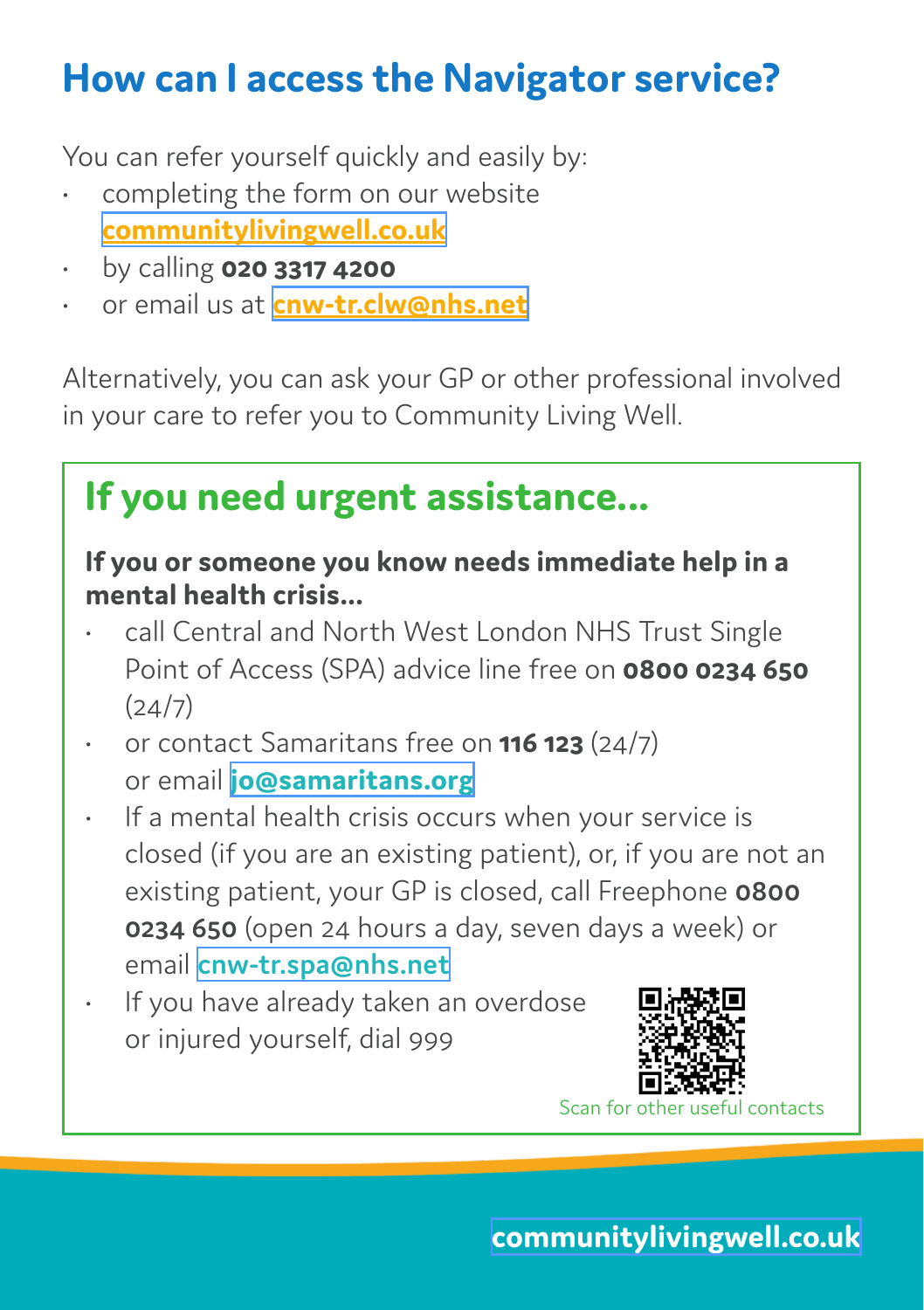## How can I access the Navigator service?

You can refer yourself quickly and easily by:

- completing the form on our website **communitylivingwell.co.uk**
- by calling **020 3317 4200**
- or email us at **cnw-tr.clw@nhs.net**

Alternatively, you can ask your GP or other professional involved in your care to refer you to Community Living Well.

## If you need urgent assistance...

**If you or someone you know needs immediate help in a mental health crisis...**

- call Central and North West London NHS Trust Single Point of Access (SPA) advice line free on **0800 0234 650** (24/7)
- or contact Samaritans free on **116 123** (24/7) or email **jo@samaritans.org**
- If a mental health crisis occurs when your service is closed (if you are an existing patient), or, if you are not an existing patient, your GP is closed, call Freephone **0800 0234 650** (open 24 hours a day, seven days a week) or email **cnw-tr.spa@nhs.net**
- If you have already taken an overdose or injured yourself, dial 999

Scan for other useful contacts

**communitylivingwell.co.uk**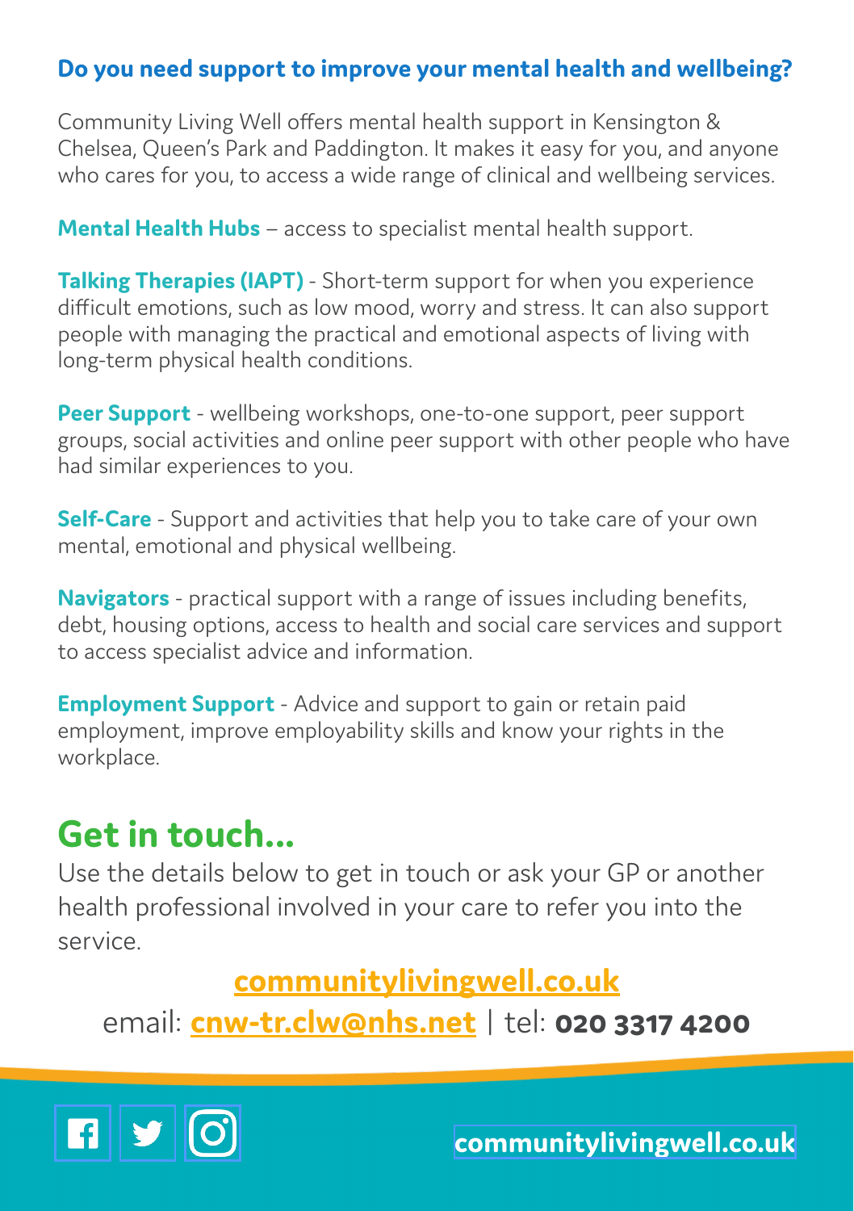### Do you need support to improve your mental health and wellbeing?

Community Living Well offers mental health support in Kensington & Chelsea, Queen's Park and Paddington. It makes it easy for you, and anyone who cares for you, to access a wide range of clinical and wellbeing services.

**Mental Health Hubs** – access to specialist mental health support.

**Talking Therapies (IAPT)** - Short-term support for when you experience difficult emotions, such as low mood, worry and stress. It can also support people with managing the practical and emotional aspects of living with long-term physical health conditions.

**Peer Support** - wellbeing workshops, one-to-one support, peer support groups, social activities and online peer support with other people who have had similar experiences to you.

**Self-Care** - Support and activities that help you to take care of your own mental, emotional and physical wellbeing.

**Navigators** - practical support with a range of issues including benefits, debt, housing options, access to health and social care services and support to access specialist advice and information.

**Employment Support** - Advice and support to gain or retain paid employment, improve employability skills and know your rights in the workplace.

## Get in touch...

Use the details below to get in touch or ask your GP or another health professional involved in your care to refer you into the service.

**communitylivingwell.co.uk**

email: **cnw-tr.clw@nhs.net** | tel: **020 3317 4200**

**communitylivingwell.co.uk**